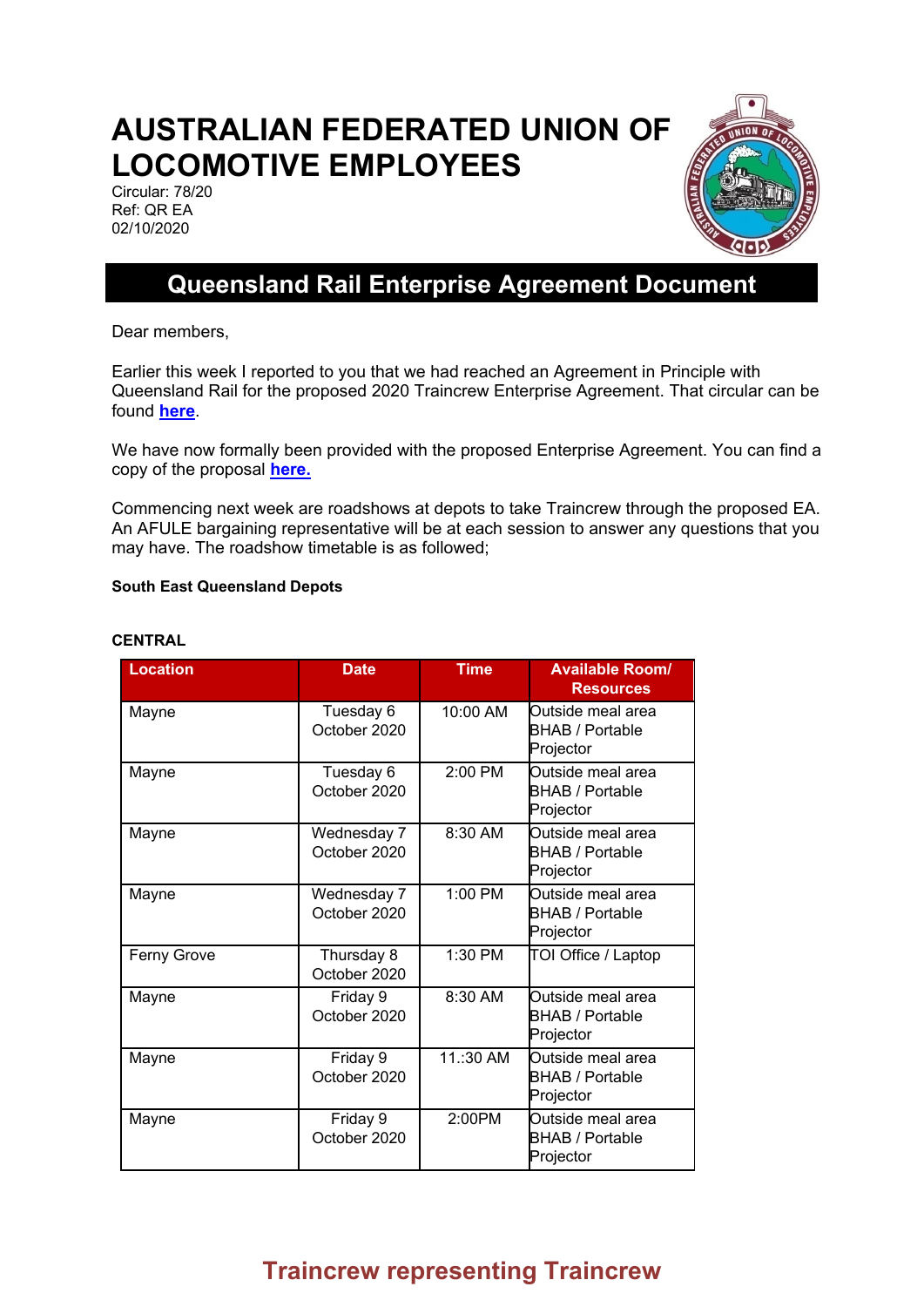# AUSTRALIAN FEDERATED UNION OF LOCOMOTIVE EMPLOYEES

Circular: 78/20
Ref: QR EA
02/10/2020

## Queensland Rail Enterprise Agreement Document

Dear members,

Earlier this week I reported to you that we had reached an Agreement in Principle with Queensland Rail for the proposed 2020 Traincrew Enterprise Agreement. That circular can be found **here**.

We have now formally been provided with the proposed Enterprise Agreement. You can find a copy of the proposal **here.**

Commencing next week are roadshows at depots to take Traincrew through the proposed EA. An AFULE bargaining representative will be at each session to answer any questions that you may have. The roadshow timetable is as followed;

**South East Queensland Depots**

**CENTRAL**

| Location | Date | Time | Available Room/ Resources |
|---|---|---|---|
| Mayne | Tuesday 6 October 2020 | 10:00 AM | Outside meal area BHAB / Portable Projector |
| Mayne | Tuesday 6 October 2020 | 2:00 PM | Outside meal area BHAB / Portable Projector |
| Mayne | Wednesday 7 October 2020 | 8:30 AM | Outside meal area BHAB / Portable Projector |
| Mayne | Wednesday 7 October 2020 | 1:00 PM | Outside meal area BHAB / Portable Projector |
| Ferny Grove | Thursday 8 October 2020 | 1:30 PM | TOI Office / Laptop |
| Mayne | Friday 9 October 2020 | 8:30 AM | Outside meal area BHAB / Portable Projector |
| Mayne | Friday 9 October 2020 | 11.:30 AM | Outside meal area BHAB / Portable Projector |
| Mayne | Friday 9 October 2020 | 2:00PM | Outside meal area BHAB / Portable Projector |

Traincrew representing Traincrew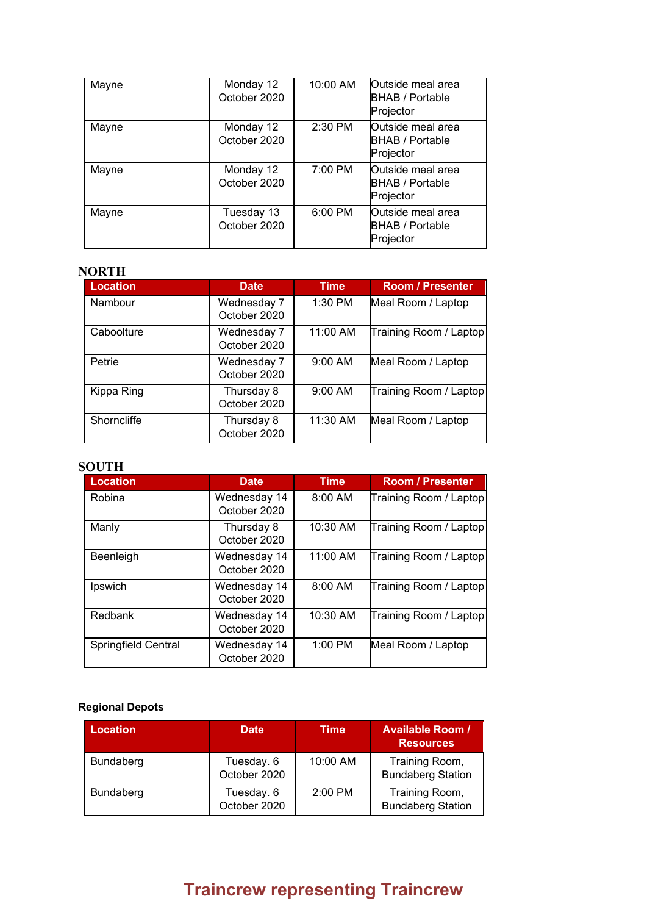| Location | Date | Time | Room / Presenter |
|---|---|---|---|
| Mayne | Monday 12 October 2020 | 10:00 AM | Outside meal area BHAB / Portable Projector |
| Mayne | Monday 12 October 2020 | 2:30 PM | Outside meal area BHAB / Portable Projector |
| Mayne | Monday 12 October 2020 | 7:00 PM | Outside meal area BHAB / Portable Projector |
| Mayne | Tuesday 13 October 2020 | 6:00 PM | Outside meal area BHAB / Portable Projector |

## NORTH

| Location | Date | Time | Room / Presenter |
|---|---|---|---|
| Nambour | Wednesday 7 October 2020 | 1:30 PM | Meal Room / Laptop |
| Caboolture | Wednesday 7 October 2020 | 11:00 AM | Training Room / Laptop |
| Petrie | Wednesday 7 October 2020 | 9:00 AM | Meal Room / Laptop |
| Kippa Ring | Thursday 8 October 2020 | 9:00 AM | Training Room / Laptop |
| Shorncliffe | Thursday 8 October 2020 | 11:30 AM | Meal Room / Laptop |

## SOUTH

| Location | Date | Time | Room / Presenter |
|---|---|---|---|
| Robina | Wednesday 14 October 2020 | 8:00 AM | Training Room / Laptop |
| Manly | Thursday 8 October 2020 | 10:30 AM | Training Room / Laptop |
| Beenleigh | Wednesday 14 October 2020 | 11:00 AM | Training Room / Laptop |
| Ipswich | Wednesday 14 October 2020 | 8:00 AM | Training Room / Laptop |
| Redbank | Wednesday 14 October 2020 | 10:30 AM | Training Room / Laptop |
| Springfield Central | Wednesday 14 October 2020 | 1:00 PM | Meal Room / Laptop |

**Regional Depots**

| Location | Date | Time | Available Room / Resources |
|---|---|---|---|
| Bundaberg | Tuesday. 6 October 2020 | 10:00 AM | Training Room, Bundaberg Station |
| Bundaberg | Tuesday. 6 October 2020 | 2:00 PM | Training Room, Bundaberg Station |

**Traincrew representing Traincrew**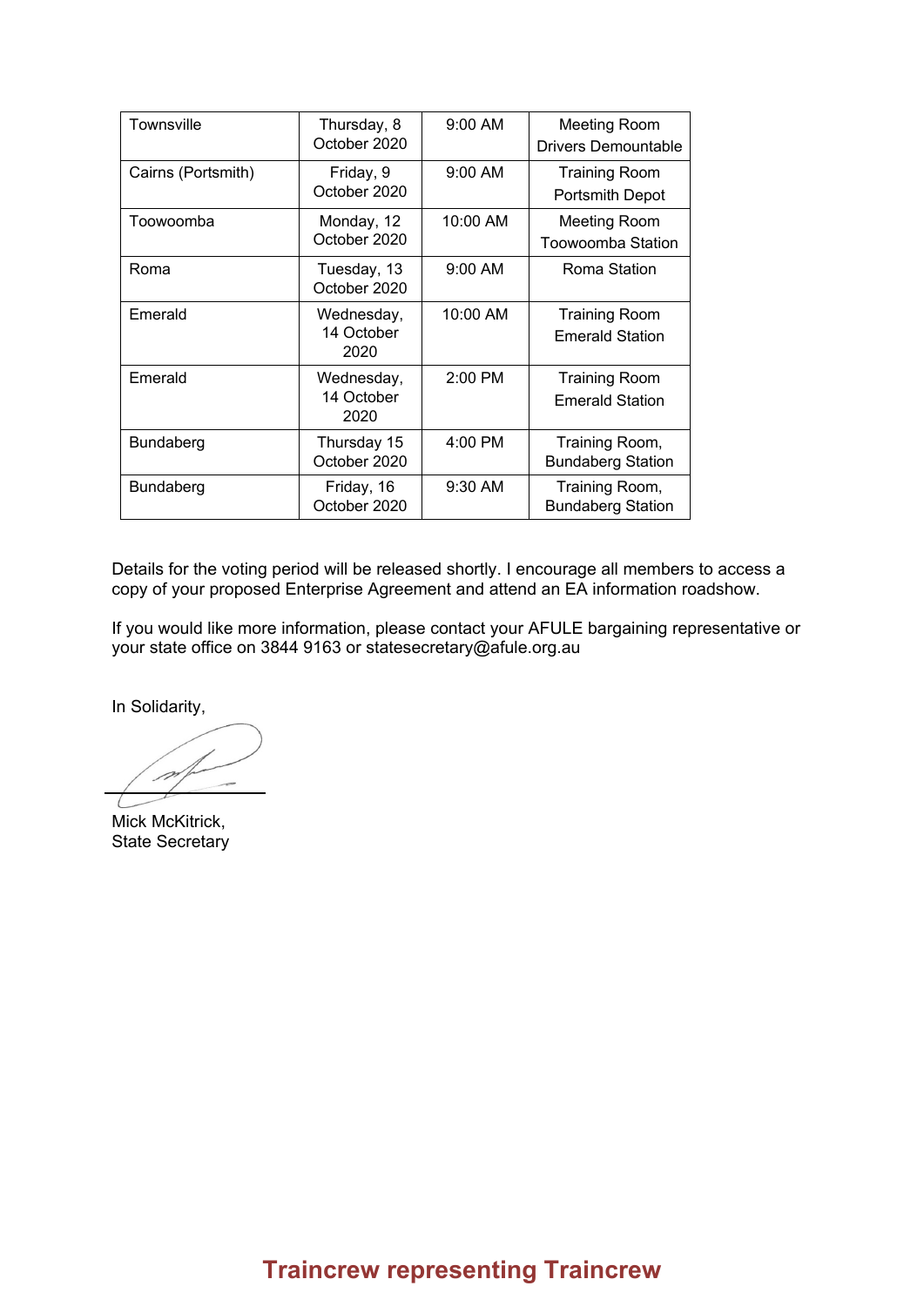| | | | |
|---|---|---|---|
| Townsville | Thursday, 8 October 2020 | 9:00 AM | Meeting Room Drivers Demountable |
| Cairns (Portsmith) | Friday, 9 October 2020 | 9:00 AM | Training Room Portsmith Depot |
| Toowoomba | Monday, 12 October 2020 | 10:00 AM | Meeting Room Toowoomba Station |
| Roma | Tuesday, 13 October 2020 | 9:00 AM | Roma Station |
| Emerald | Wednesday, 14 October 2020 | 10:00 AM | Training Room Emerald Station |
| Emerald | Wednesday, 14 October 2020 | 2:00 PM | Training Room Emerald Station |
| Bundaberg | Thursday 15 October 2020 | 4:00 PM | Training Room, Bundaberg Station |
| Bundaberg | Friday, 16 October 2020 | 9:30 AM | Training Room, Bundaberg Station |

Details for the voting period will be released shortly. I encourage all members to access a copy of your proposed Enterprise Agreement and attend an EA information roadshow.

If you would like more information, please contact your AFULE bargaining representative or your state office on 3844 9163 or statesecretary@afule.org.au

In Solidarity,

Mick McKitrick,
State Secretary

**Traincrew representing Traincrew**